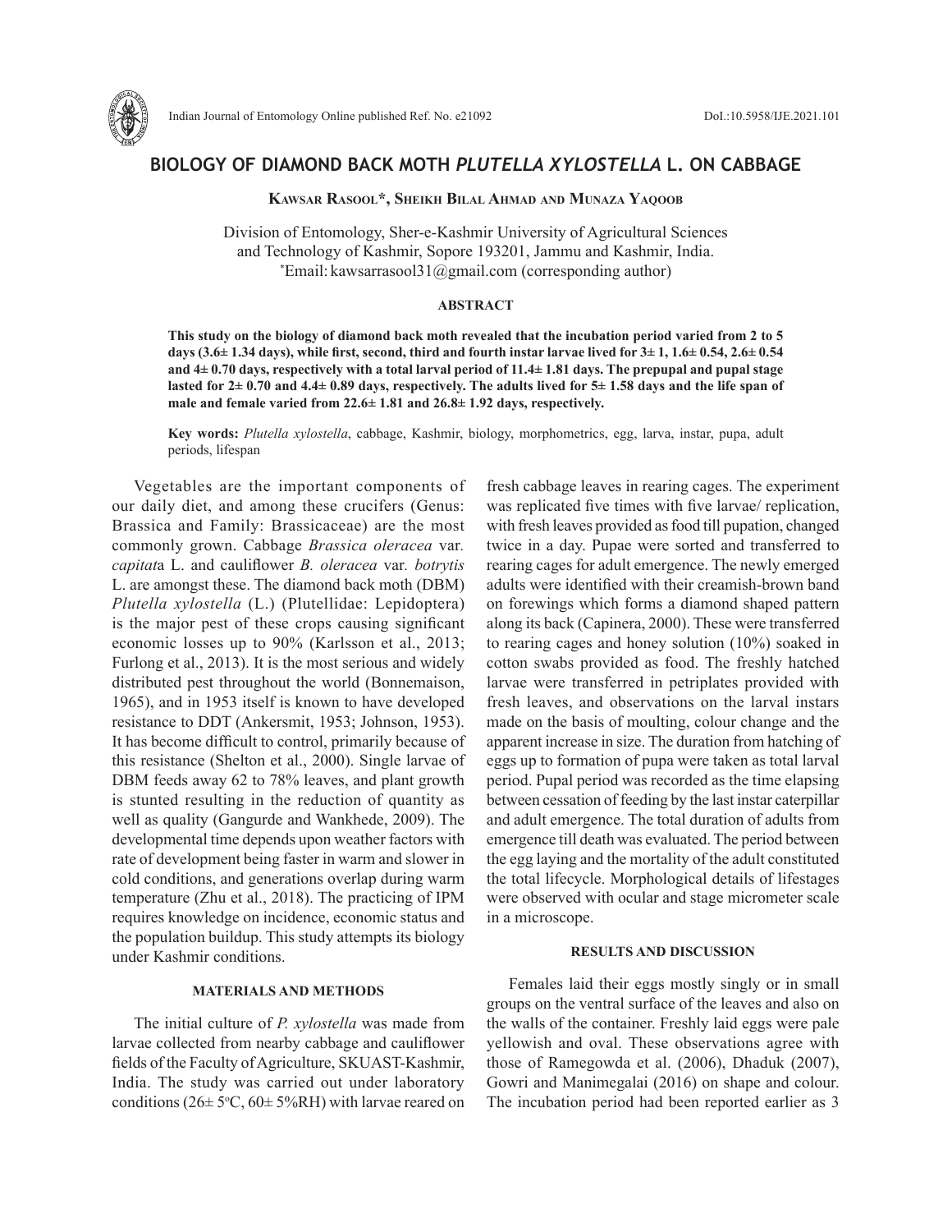# BIOLOGY OF DIAMOND BACK MOTH *PLUTELLA XYLOSTELLA* L. ON CABBAGE

**Kawsar Rasool\*, Sheikh Bilal Ahmad and Munaza Yaqoob**

Division of Entomology, Sher-e-Kashmir University of Agricultural Sciences and Technology of Kashmir, Sopore 193201, Jammu and Kashmir, India.
\*Email: kawsarrasool31@gmail.com (corresponding author)

## ABSTRACT

**This study on the biology of diamond back moth revealed that the incubation period varied from 2 to 5 days (3.6± 1.34 days), while first, second, third and fourth instar larvae lived for 3± 1, 1.6± 0.54, 2.6± 0.54 and 4± 0.70 days, respectively with a total larval period of 11.4± 1.81 days. The prepupal and pupal stage lasted for 2± 0.70 and 4.4± 0.89 days, respectively. The adults lived for 5± 1.58 days and the life span of male and female varied from 22.6± 1.81 and 26.8± 1.92 days, respectively.**

**Key words:** *Plutella xylostella*, cabbage, Kashmir, biology, morphometrics, egg, larva, instar, pupa, adult periods, lifespan

Vegetables are the important components of our daily diet, and among these crucifers (Genus: Brassica and Family: Brassicaceae) are the most commonly grown. Cabbage *Brassica oleracea* var. *capitat*a L. and cauliflower *B. oleracea* var. *botrytis* L. are amongst these. The diamond back moth (DBM) *Plutella xylostella* (L.) (Plutellidae: Lepidoptera) is the major pest of these crops causing significant economic losses up to 90% (Karlsson et al., 2013; Furlong et al., 2013). It is the most serious and widely distributed pest throughout the world (Bonnemaison, 1965), and in 1953 itself is known to have developed resistance to DDT (Ankersmit, 1953; Johnson, 1953). It has become difficult to control, primarily because of this resistance (Shelton et al., 2000). Single larvae of DBM feeds away 62 to 78% leaves, and plant growth is stunted resulting in the reduction of quantity as well as quality (Gangurde and Wankhede, 2009). The developmental time depends upon weather factors with rate of development being faster in warm and slower in cold conditions, and generations overlap during warm temperature (Zhu et al., 2018). The practicing of IPM requires knowledge on incidence, economic status and the population buildup. This study attempts its biology under Kashmir conditions.

## MATERIALS AND METHODS

The initial culture of *P. xylostella* was made from larvae collected from nearby cabbage and cauliflower fields of the Faculty of Agriculture, SKUAST-Kashmir, India. The study was carried out under laboratory conditions (26± 5°C, 60± 5%RH) with larvae reared on fresh cabbage leaves in rearing cages. The experiment was replicated five times with five larvae/ replication, with fresh leaves provided as food till pupation, changed twice in a day. Pupae were sorted and transferred to rearing cages for adult emergence. The newly emerged adults were identified with their creamish-brown band on forewings which forms a diamond shaped pattern along its back (Capinera, 2000). These were transferred to rearing cages and honey solution (10%) soaked in cotton swabs provided as food. The freshly hatched larvae were transferred in petriplates provided with fresh leaves, and observations on the larval instars made on the basis of moulting, colour change and the apparent increase in size. The duration from hatching of eggs up to formation of pupa were taken as total larval period. Pupal period was recorded as the time elapsing between cessation of feeding by the last instar caterpillar and adult emergence. The total duration of adults from emergence till death was evaluated. The period between the egg laying and the mortality of the adult constituted the total lifecycle. Morphological details of lifestages were observed with ocular and stage micrometer scale in a microscope.

## RESULTS AND DISCUSSION

Females laid their eggs mostly singly or in small groups on the ventral surface of the leaves and also on the walls of the container. Freshly laid eggs were pale yellowish and oval. These observations agree with those of Ramegowda et al. (2006), Dhaduk (2007), Gowri and Manimegalai (2016) on shape and colour. The incubation period had been reported earlier as 3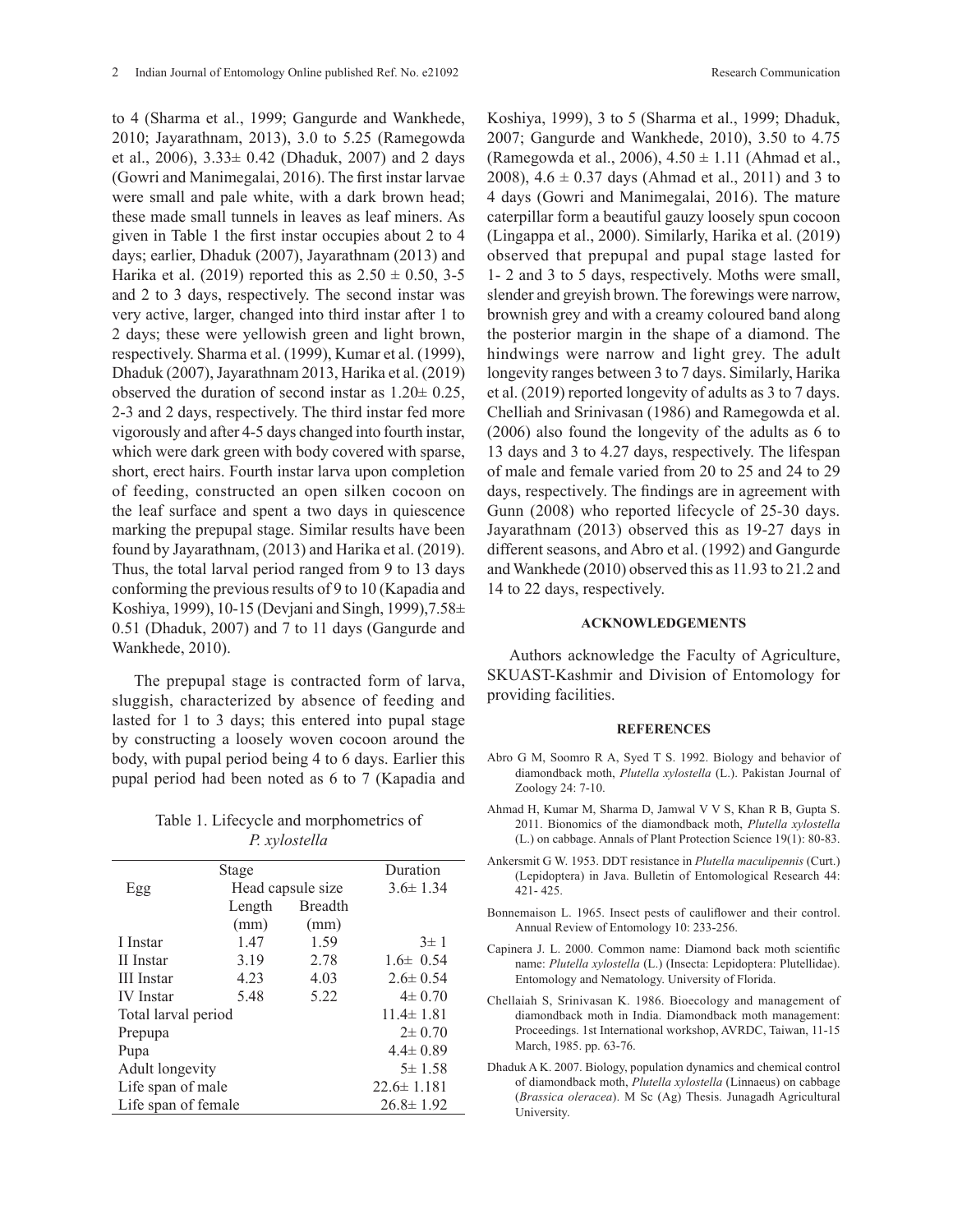to 4 (Sharma et al., 1999; Gangurde and Wankhede, 2010; Jayarathnam, 2013), 3.0 to 5.25 (Ramegowda et al., 2006), 3.33± 0.42 (Dhaduk, 2007) and 2 days (Gowri and Manimegalai, 2016). The first instar larvae were small and pale white, with a dark brown head; these made small tunnels in leaves as leaf miners. As given in Table 1 the first instar occupies about 2 to 4 days; earlier, Dhaduk (2007), Jayarathnam (2013) and Harika et al. (2019) reported this as 2.50 ± 0.50, 3-5 and 2 to 3 days, respectively. The second instar was very active, larger, changed into third instar after 1 to 2 days; these were yellowish green and light brown, respectively. Sharma et al. (1999), Kumar et al. (1999), Dhaduk (2007), Jayarathnam 2013, Harika et al. (2019) observed the duration of second instar as 1.20± 0.25, 2-3 and 2 days, respectively. The third instar fed more vigorously and after 4-5 days changed into fourth instar, which were dark green with body covered with sparse, short, erect hairs. Fourth instar larva upon completion of feeding, constructed an open silken cocoon on the leaf surface and spent a two days in quiescence marking the prepupal stage. Similar results have been found by Jayarathnam, (2013) and Harika et al. (2019). Thus, the total larval period ranged from 9 to 13 days conforming the previous results of 9 to 10 (Kapadia and Koshiya, 1999), 10-15 (Devjani and Singh, 1999),7.58± 0.51 (Dhaduk, 2007) and 7 to 11 days (Gangurde and Wankhede, 2010).

The prepupal stage is contracted form of larva, sluggish, characterized by absence of feeding and lasted for 1 to 3 days; this entered into pupal stage by constructing a loosely woven cocoon around the body, with pupal period being 4 to 6 days. Earlier this pupal period had been noted as 6 to 7 (Kapadia and Koshiya, 1999), 3 to 5 (Sharma et al., 1999; Dhaduk, 2007; Gangurde and Wankhede, 2010), 3.50 to 4.75 (Ramegowda et al., 2006), 4.50 ± 1.11 (Ahmad et al., 2008), 4.6 ± 0.37 days (Ahmad et al., 2011) and 3 to 4 days (Gowri and Manimegalai, 2016). The mature caterpillar form a beautiful gauzy loosely spun cocoon (Lingappa et al., 2000). Similarly, Harika et al. (2019) observed that prepupal and pupal stage lasted for 1- 2 and 3 to 5 days, respectively. Moths were small, slender and greyish brown. The forewings were narrow, brownish grey and with a creamy coloured band along the posterior margin in the shape of a diamond. The hindwings were narrow and light grey. The adult longevity ranges between 3 to 7 days. Similarly, Harika et al. (2019) reported longevity of adults as 3 to 7 days. Chelliah and Srinivasan (1986) and Ramegowda et al. (2006) also found the longevity of the adults as 6 to 13 days and 3 to 4.27 days, respectively. The lifespan of male and female varied from 20 to 25 and 24 to 29 days, respectively. The findings are in agreement with Gunn (2008) who reported lifecycle of 25-30 days. Jayarathnam (2013) observed this as 19-27 days in different seasons, and Abro et al. (1992) and Gangurde and Wankhede (2010) observed this as 11.93 to 21.2 and 14 to 22 days, respectively.

Table 1. Lifecycle and morphometrics of *P. xylostella*

| Stage | | | Duration |
|---|---|---|---|
| Egg | Head capsule size | | 3.6± 1.34 |
| | Length (mm) | Breadth (mm) | |
| I Instar | 1.47 | 1.59 | 3± 1 |
| II Instar | 3.19 | 2.78 | 1.6± 0.54 |
| III Instar | 4.23 | 4.03 | 2.6± 0.54 |
| IV Instar | 5.48 | 5.22 | 4± 0.70 |
| Total larval period | | | 11.4± 1.81 |
| Prepupa | | | 2± 0.70 |
| Pupa | | | 4.4± 0.89 |
| Adult longevity | | | 5± 1.58 |
| Life span of male | | | 22.6± 1.181 |
| Life span of female | | | 26.8± 1.92 |

## ACKNOWLEDGEMENTS

Authors acknowledge the Faculty of Agriculture, SKUAST-Kashmir and Division of Entomology for providing facilities.

## REFERENCES

Abro G M, Soomro R A, Syed T S. 1992. Biology and behavior of diamondback moth, *Plutella xylostella* (L.). Pakistan Journal of Zoology 24: 7-10.

Ahmad H, Kumar M, Sharma D, Jamwal V V S, Khan R B, Gupta S. 2011. Bionomics of the diamondback moth, *Plutella xylostella* (L.) on cabbage. Annals of Plant Protection Science 19(1): 80-83.

Ankersmit G W. 1953. DDT resistance in *Plutella maculipennis* (Curt.) (Lepidoptera) in Java. Bulletin of Entomological Research 44: 421- 425.

Bonnemaison L. 1965. Insect pests of cauliflower and their control. Annual Review of Entomology 10: 233-256.

Capinera J. L. 2000. Common name: Diamond back moth scientific name: *Plutella xylostella* (L.) (Insecta: Lepidoptera: Plutellidae). Entomology and Nematology. University of Florida.

Chellaiah S, Srinivasan K. 1986. Bioecology and management of diamondback moth in India. Diamondback moth management: Proceedings. 1st International workshop, AVRDC, Taiwan, 11-15 March, 1985. pp. 63-76.

Dhaduk A K. 2007. Biology, population dynamics and chemical control of diamondback moth, *Plutella xylostella* (Linnaeus) on cabbage (*Brassica oleracea*). M Sc (Ag) Thesis. Junagadh Agricultural University.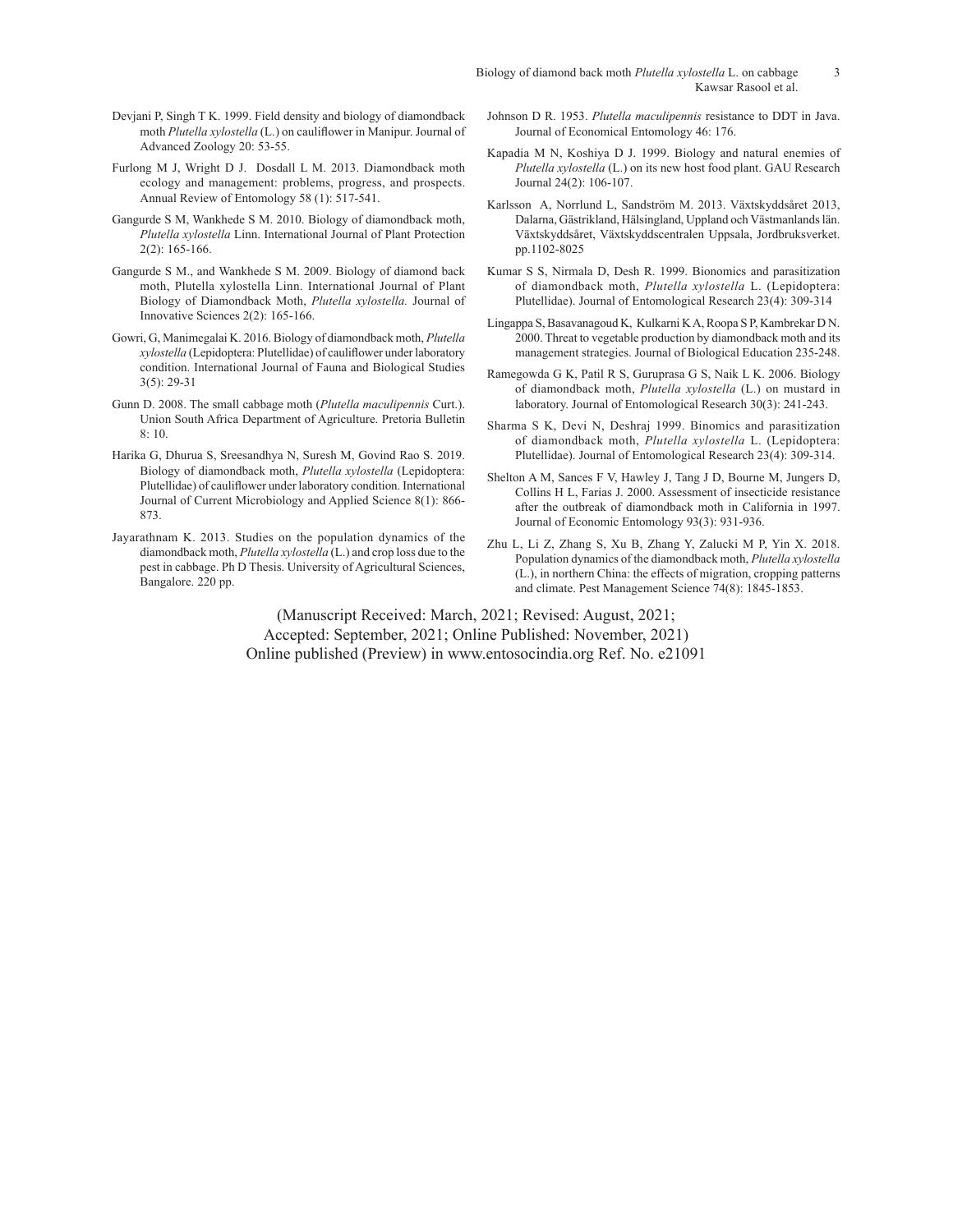Devjani P, Singh T K. 1999. Field density and biology of diamondback moth *Plutella xylostella* (L.) on cauliflower in Manipur. Journal of Advanced Zoology 20: 53-55.

Furlong M J, Wright D J. Dosdall L M. 2013. Diamondback moth ecology and management: problems, progress, and prospects. Annual Review of Entomology 58 (1): 517-541.

Gangurde S M, Wankhede S M. 2010. Biology of diamondback moth, *Plutella xylostella* Linn. International Journal of Plant Protection 2(2): 165-166.

Gangurde S M., and Wankhede S M. 2009. Biology of diamond back moth, Plutella xylostella Linn. International Journal of Plant Biology of Diamondback Moth, *Plutella xylostella.* Journal of Innovative Sciences 2(2): 165-166.

Gowri, G, Manimegalai K. 2016. Biology of diamondback moth, *Plutella xylostella* (Lepidoptera: Plutellidae) of cauliflower under laboratory condition. International Journal of Fauna and Biological Studies 3(5): 29-31

Gunn D. 2008. The small cabbage moth (*Plutella maculipennis* Curt.). Union South Africa Department of Agriculture. Pretoria Bulletin 8: 10.

Harika G, Dhurua S, Sreesandhya N, Suresh M, Govind Rao S. 2019. Biology of diamondback moth, *Plutella xylostella* (Lepidoptera: Plutellidae) of cauliflower under laboratory condition. International Journal of Current Microbiology and Applied Science 8(1): 866-873.

Jayarathnam K. 2013. Studies on the population dynamics of the diamondback moth, *Plutella xylostella* (L.) and crop loss due to the pest in cabbage. Ph D Thesis. University of Agricultural Sciences, Bangalore. 220 pp.

Johnson D R. 1953. *Plutella maculipennis* resistance to DDT in Java. Journal of Economical Entomology 46: 176.

Kapadia M N, Koshiya D J. 1999. Biology and natural enemies of *Plutella xylostella* (L.) on its new host food plant. GAU Research Journal 24(2): 106-107.

Karlsson A, Norrlund L, Sandström M. 2013. Växtskyddsåret 2013, Dalarna, Gästrikland, Hälsingland, Uppland och Västmanlands län. Växtskyddsåret, Växtskyddscentralen Uppsala, Jordbruksverket. pp.1102-8025

Kumar S S, Nirmala D, Desh R. 1999. Bionomics and parasitization of diamondback moth, *Plutella xylostella* L. (Lepidoptera: Plutellidae). Journal of Entomological Research 23(4): 309-314

Lingappa S, Basavanagoud K, Kulkarni K A, Roopa S P, Kambrekar D N. 2000. Threat to vegetable production by diamondback moth and its management strategies. Journal of Biological Education 235-248.

Ramegowda G K, Patil R S, Guruprasa G S, Naik L K. 2006. Biology of diamondback moth, *Plutella xylostella* (L.) on mustard in laboratory. Journal of Entomological Research 30(3): 241-243.

Sharma S K, Devi N, Deshraj 1999. Binomics and parasitization of diamondback moth, *Plutella xylostella* L. (Lepidoptera: Plutellidae). Journal of Entomological Research 23(4): 309-314.

Shelton A M, Sances F V, Hawley J, Tang J D, Bourne M, Jungers D, Collins H L, Farias J. 2000. Assessment of insecticide resistance after the outbreak of diamondback moth in California in 1997. Journal of Economic Entomology 93(3): 931-936.

Zhu L, Li Z, Zhang S, Xu B, Zhang Y, Zalucki M P, Yin X. 2018. Population dynamics of the diamondback moth, *Plutella xylostella* (L.), in northern China: the effects of migration, cropping patterns and climate. Pest Management Science 74(8): 1845-1853.

(Manuscript Received: March, 2021; Revised: August, 2021; Accepted: September, 2021; Online Published: November, 2021)
Online published (Preview) in www.entosocindia.org Ref. No. e21091